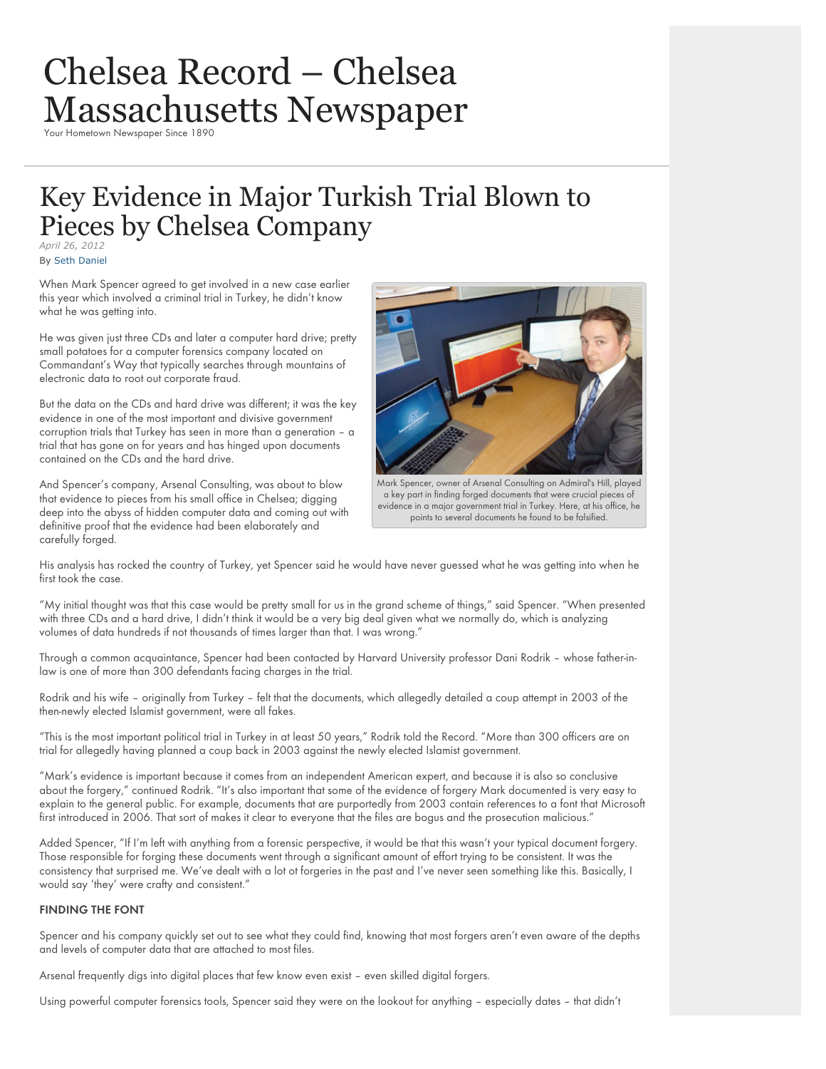# Chelsea Record – Chelsea Massachusetts Newspaper

Your Hometown Newspaper Since 1890

## Key Evidence in Major Turkish Trial Blown to Pieces by Chelsea Company

*April 26, 2012*

By Seth Daniel

When Mark Spencer agreed to get involved in a new case earlier this year which involved a criminal trial in Turkey, he didn't know what he was getting into.

He was given just three CDs and later a computer hard drive; pretty small potatoes for a computer forensics company located on Commandant's Way that typically searches through mountains of electronic data to root out corporate fraud.

But the data on the CDs and hard drive was different; it was the key evidence in one of the most important and divisive government corruption trials that Turkey has seen in more than a generation – a trial that has gone on for years and has hinged upon documents contained on the CDs and the hard drive.

And Spencer's company, Arsenal Consulting, was about to blow that evidence to pieces from his small office in Chelsea; digging deep into the abyss of hidden computer data and coming out with definitive proof that the evidence had been elaborately and carefully forged.

Mark Spencer, owner of Arsenal Consulting on Admiral's Hill, played a key part in finding forged documents that were crucial pieces of evidence in a major government trial in Turkey. Here, at his office, he points to several documents he found to be falsified.

His analysis has rocked the country of Turkey, yet Spencer said he would have never guessed what he was getting into when he first took the case.

"My initial thought was that this case would be pretty small for us in the grand scheme of things," said Spencer. "When presented with three CDs and a hard drive, I didn't think it would be a very big deal given what we normally do, which is analyzing volumes of data hundreds if not thousands of times larger than that. I was wrong."

Through a common acquaintance, Spencer had been contacted by Harvard University professor Dani Rodrik – whose father-in-law is one of more than 300 defendants facing charges in the trial.

Rodrik and his wife – originally from Turkey – felt that the documents, which allegedly detailed a coup attempt in 2003 of the then-newly elected Islamist government, were all fakes.

"This is the most important political trial in Turkey in at least 50 years," Rodrik told the Record. "More than 300 officers are on trial for allegedly having planned a coup back in 2003 against the newly elected Islamist government.

"Mark's evidence is important because it comes from an independent American expert, and because it is also so conclusive about the forgery," continued Rodrik. "It's also important that some of the evidence of forgery Mark documented is very easy to explain to the general public. For example, documents that are purportedly from 2003 contain references to a font that Microsoft first introduced in 2006. That sort of makes it clear to everyone that the files are bogus and the prosecution malicious."

Added Spencer, "If I'm left with anything from a forensic perspective, it would be that this wasn't your typical document forgery. Those responsible for forging these documents went through a significant amount of effort trying to be consistent. It was the consistency that surprised me. We've dealt with a lot ot forgeries in the past and I've never seen something like this. Basically, I would say 'they' were crafty and consistent."

### FINDING THE FONT

Spencer and his company quickly set out to see what they could find, knowing that most forgers aren't even aware of the depths and levels of computer data that are attached to most files.

Arsenal frequently digs into digital places that few know even exist – even skilled digital forgers.

Using powerful computer forensics tools, Spencer said they were on the lookout for anything – especially dates – that didn't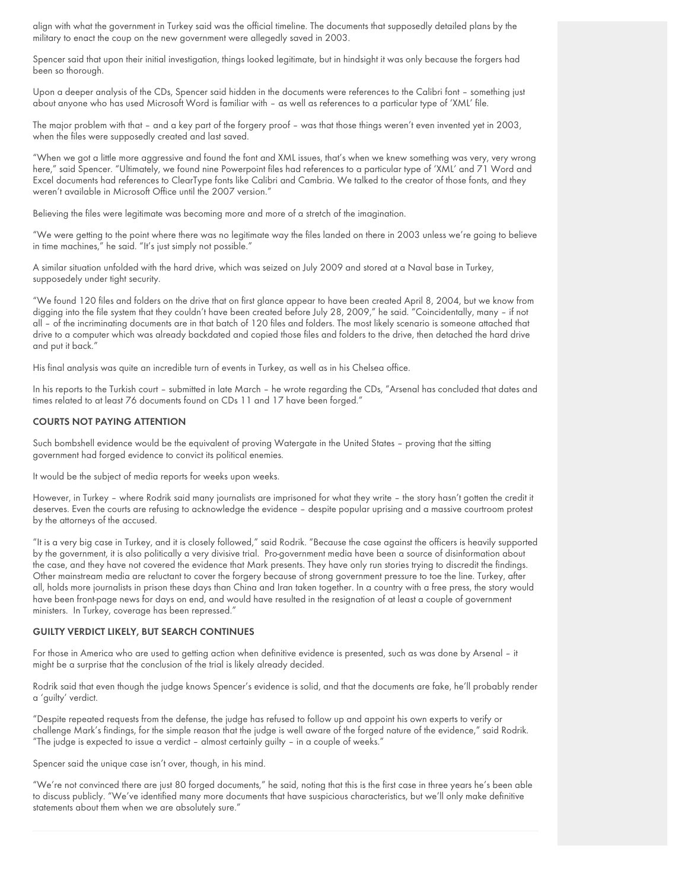align with what the government in Turkey said was the official timeline. The documents that supposedly detailed plans by the military to enact the coup on the new government were allegedly saved in 2003.

Spencer said that upon their initial investigation, things looked legitimate, but in hindsight it was only because the forgers had been so thorough.

Upon a deeper analysis of the CDs, Spencer said hidden in the documents were references to the Calibri font – something just about anyone who has used Microsoft Word is familiar with – as well as references to a particular type of 'XML' file.

The major problem with that – and a key part of the forgery proof – was that those things weren't even invented yet in 2003, when the files were supposedly created and last saved.

"When we got a little more aggressive and found the font and XML issues, that's when we knew something was very, very wrong here," said Spencer. "Ultimately, we found nine Powerpoint files had references to a particular type of 'XML' and 71 Word and Excel documents had references to ClearType fonts like Calibri and Cambria. We talked to the creator of those fonts, and they weren't available in Microsoft Office until the 2007 version."

Believing the files were legitimate was becoming more and more of a stretch of the imagination.

"We were getting to the point where there was no legitimate way the files landed on there in 2003 unless we're going to believe in time machines," he said. "It's just simply not possible."

A similar situation unfolded with the hard drive, which was seized on July 2009 and stored at a Naval base in Turkey, supposedely under tight security.

"We found 120 files and folders on the drive that on first glance appear to have been created April 8, 2004, but we know from digging into the file system that they couldn't have been created before July 28, 2009," he said. "Coincidentally, many – if not all – of the incriminating documents are in that batch of 120 files and folders. The most likely scenario is someone attached that drive to a computer which was already backdated and copied those files and folders to the drive, then detached the hard drive and put it back."

His final analysis was quite an incredible turn of events in Turkey, as well as in his Chelsea office.

In his reports to the Turkish court – submitted in late March – he wrote regarding the CDs, "Arsenal has concluded that dates and times related to at least 76 documents found on CDs 11 and 17 have been forged."

### COURTS NOT PAYING ATTENTION

Such bombshell evidence would be the equivalent of proving Watergate in the United States – proving that the sitting government had forged evidence to convict its political enemies.

It would be the subject of media reports for weeks upon weeks.

However, in Turkey – where Rodrik said many journalists are imprisoned for what they write – the story hasn't gotten the credit it deserves. Even the courts are refusing to acknowledge the evidence – despite popular uprising and a massive courtroom protest by the attorneys of the accused.

"It is a very big case in Turkey, and it is closely followed," said Rodrik. "Because the case against the officers is heavily supported by the government, it is also politically a very divisive trial. Pro-government media have been a source of disinformation about the case, and they have not covered the evidence that Mark presents. They have only run stories trying to discredit the findings. Other mainstream media are reluctant to cover the forgery because of strong government pressure to toe the line. Turkey, after all, holds more journalists in prison these days than China and Iran taken together. In a country with a free press, the story would have been front-page news for days on end, and would have resulted in the resignation of at least a couple of government ministers. In Turkey, coverage has been repressed."

### GUILTY VERDICT LIKELY, BUT SEARCH CONTINUES

For those in America who are used to getting action when definitive evidence is presented, such as was done by Arsenal – it might be a surprise that the conclusion of the trial is likely already decided.

Rodrik said that even though the judge knows Spencer's evidence is solid, and that the documents are fake, he'll probably render a 'guilty' verdict.

"Despite repeated requests from the defense, the judge has refused to follow up and appoint his own experts to verify or challenge Mark's findings, for the simple reason that the judge is well aware of the forged nature of the evidence," said Rodrik. "The judge is expected to issue a verdict – almost certainly guilty – in a couple of weeks."

Spencer said the unique case isn't over, though, in his mind.

"We're not convinced there are just 80 forged documents," he said, noting that this is the first case in three years he's been able to discuss publicly. "We've identified many more documents that have suspicious characteristics, but we'll only make definitive statements about them when we are absolutely sure."